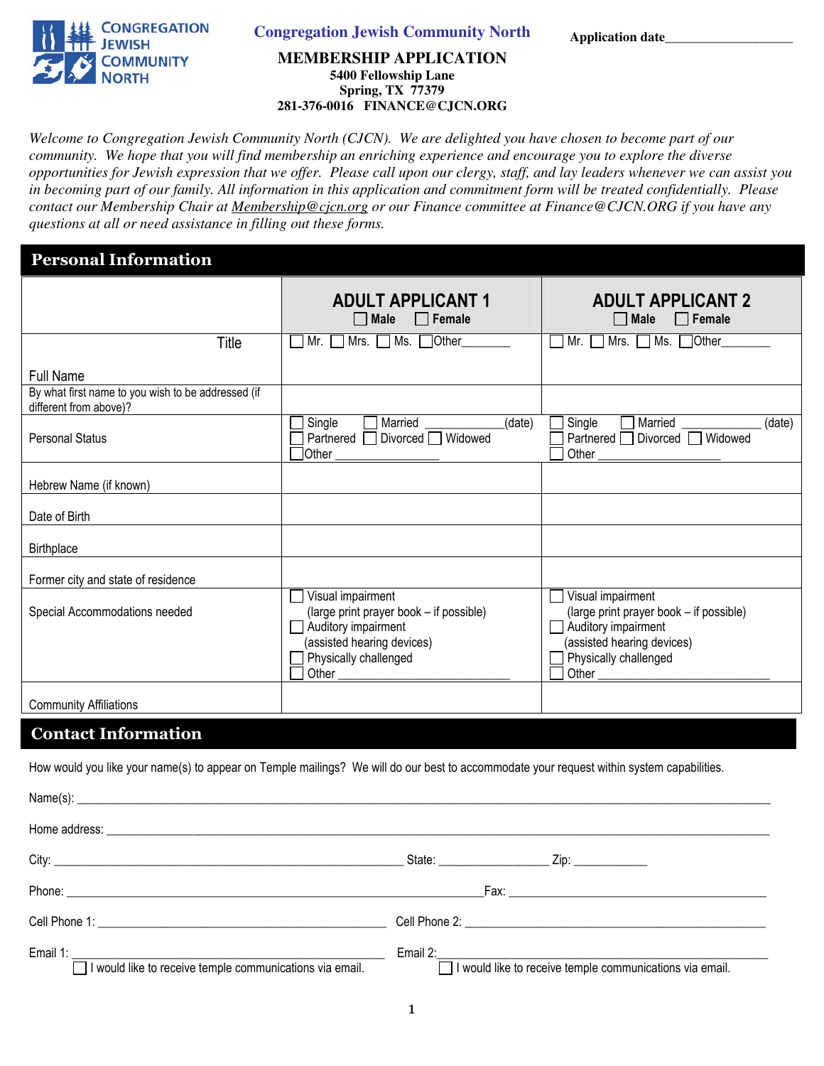CONGREGATION JEWISH COMMUNITY NORTH

# Congregation Jewish Community North

Application date___________________

## MEMBERSHIP APPLICATION

**5400 Fellowship Lane**
**Spring, TX 77379**
**281-376-0016 FINANCE@CJCN.ORG**

*Welcome to Congregation Jewish Community North (CJCN). We are delighted you have chosen to become part of our community. We hope that you will find membership an enriching experience and encourage you to explore the diverse opportunities for Jewish expression that we offer. Please call upon our clergy, staff, and lay leaders whenever we can assist you in becoming part of our family. All information in this application and commitment form will be treated confidentially. Please contact our Membership Chair at Membership@cjcn.org or our Finance committee at Finance@CJCN.ORG if you have any questions at all or need assistance in filling out these forms.*

## Personal Information

| | **ADULT APPLICANT 1** ☐ Male ☐ Female | **ADULT APPLICANT 2** ☐ Male ☐ Female |
|---|---|---|
| Title | ☐ Mr. ☐ Mrs. ☐ Ms. ☐ Other_______ | ☐ Mr. ☐ Mrs. ☐ Ms. ☐ Other_______ |
| Full Name | | |
| By what first name to you wish to be addressed (if different from above)? | | |
| Personal Status | ☐ Single ☐ Married ___________(date) ☐ Partnered ☐ Divorced ☐ Widowed ☐ Other _______________ | ☐ Single ☐ Married ___________ (date) ☐ Partnered ☐ Divorced ☐ Widowed ☐ Other _________________ |
| Hebrew Name (if known) | | |
| Date of Birth | | |
| Birthplace | | |
| Former city and state of residence | | |
| Special Accommodations needed | ☐ Visual impairment (large print prayer book – if possible) ☐ Auditory impairment (assisted hearing devices) ☐ Physically challenged ☐ Other ________________________ | ☐ Visual impairment (large print prayer book – if possible) ☐ Auditory impairment (assisted hearing devices) ☐ Physically challenged ☐ Other ________________________ |
| Community Affiliations | | |

## Contact Information

How would you like your name(s) to appear on Temple mailings? We will do our best to accommodate your request within system capabilities.

Name(s): ____________________________________________________________________________

Home address: _______________________________________________________________________

City: _____________________________________________ State: _______________ Zip: ___________

Phone: ___________________________________________________Fax: ______________________________

Cell Phone 1: ________________________________________ Cell Phone 2: _________________________________________

Email 1: ____________________________________________ Email 2:____________________________________________

☐ I would like to receive temple communications via email. ☐ I would like to receive temple communications via email.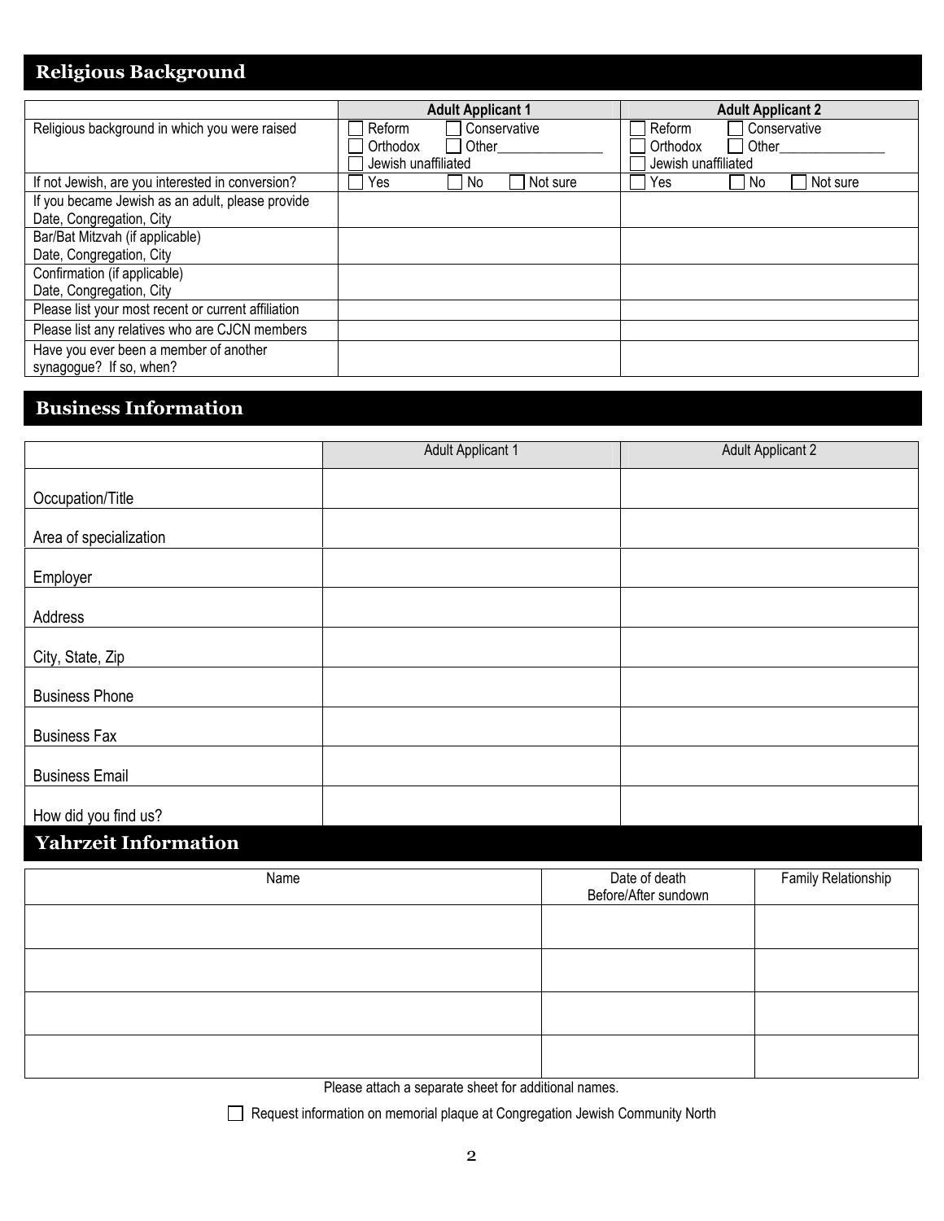## Religious Background

| | Adult Applicant 1 | Adult Applicant 2 |
|---|---|---|
| Religious background in which you were raised | ☐ Reform ☐ Conservative ☐ Orthodox ☐ Other_______________ ☐ Jewish unaffiliated | ☐ Reform ☐ Conservative ☐ Orthodox ☐ Other_______________ ☐ Jewish unaffiliated |
| If not Jewish, are you interested in conversion? | ☐ Yes ☐ No ☐ Not sure | ☐ Yes ☐ No ☐ Not sure |
| If you became Jewish as an adult, please provide Date, Congregation, City | | |
| Bar/Bat Mitzvah (if applicable) Date, Congregation, City | | |
| Confirmation (if applicable) Date, Congregation, City | | |
| Please list your most recent or current affiliation | | |
| Please list any relatives who are CJCN members | | |
| Have you ever been a member of another synagogue? If so, when? | | |

## Business Information

| | Adult Applicant 1 | Adult Applicant 2 |
|---|---|---|
| Occupation/Title | | |
| Area of specialization | | |
| Employer | | |
| Address | | |
| City, State, Zip | | |
| Business Phone | | |
| Business Fax | | |
| Business Email | | |
| How did you find us? | | |

## Yahrzeit Information

| Name | Date of death Before/After sundown | Family Relationship |
|---|---|---|
| | | |
| | | |
| | | |
| | | |

Please attach a separate sheet for additional names.

☐ Request information on memorial plaque at Congregation Jewish Community North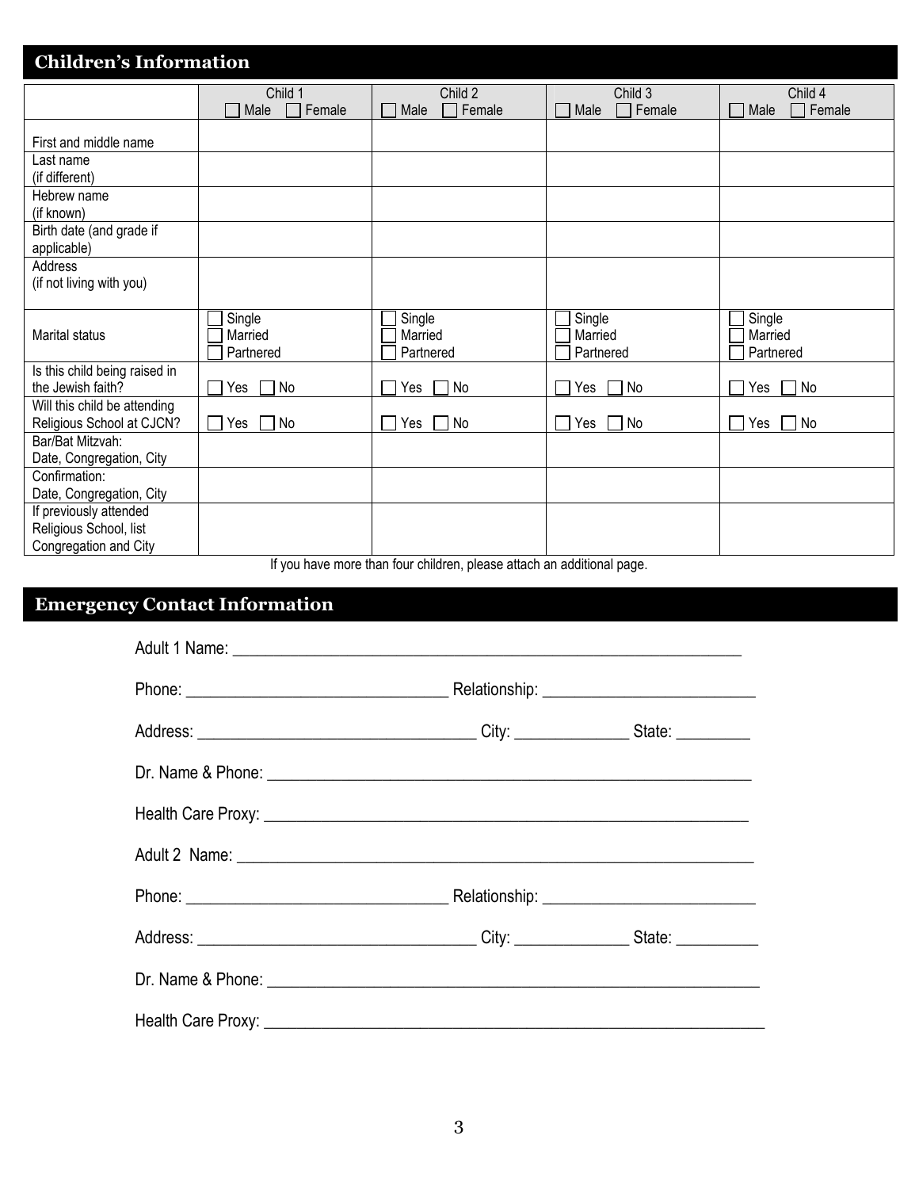## Children's Information

| | Child 1<br>☐ Male ☐ Female | Child 2<br>☐ Male ☐ Female | Child 3<br>☐ Male ☐ Female | Child 4<br>☐ Male ☐ Female |
|---|---|---|---|---|
| First and middle name | | | | |
| Last name (if different) | | | | |
| Hebrew name (if known) | | | | |
| Birth date (and grade if applicable) | | | | |
| Address (if not living with you) | | | | |
| Marital status | ☐ Single<br>☐ Married<br>☐ Partnered | ☐ Single<br>☐ Married<br>☐ Partnered | ☐ Single<br>☐ Married<br>☐ Partnered | ☐ Single<br>☐ Married<br>☐ Partnered |
| Is this child being raised in the Jewish faith? | ☐ Yes ☐ No | ☐ Yes ☐ No | ☐ Yes ☐ No | ☐ Yes ☐ No |
| Will this child be attending Religious School at CJCN? | ☐ Yes ☐ No | ☐ Yes ☐ No | ☐ Yes ☐ No | ☐ Yes ☐ No |
| Bar/Bat Mitzvah: Date, Congregation, City | | | | |
| Confirmation: Date, Congregation, City | | | | |
| If previously attended Religious School, list Congregation and City | | | | |

If you have more than four children, please attach an additional page.

## Emergency Contact Information

Adult 1 Name: ______________________________________________________________

Phone: ______________________________ Relationship: ________________________

Address: _________________________________ City: _____________ State: _________

Dr. Name & Phone: __________________________________________________________

Health Care Proxy: __________________________________________________________

Adult 2 Name: ______________________________________________________________

Phone: ______________________________ Relationship: ________________________

Address: _________________________________ City: _____________ State: __________

Dr. Name & Phone: __________________________________________________________

Health Care Proxy: __________________________________________________________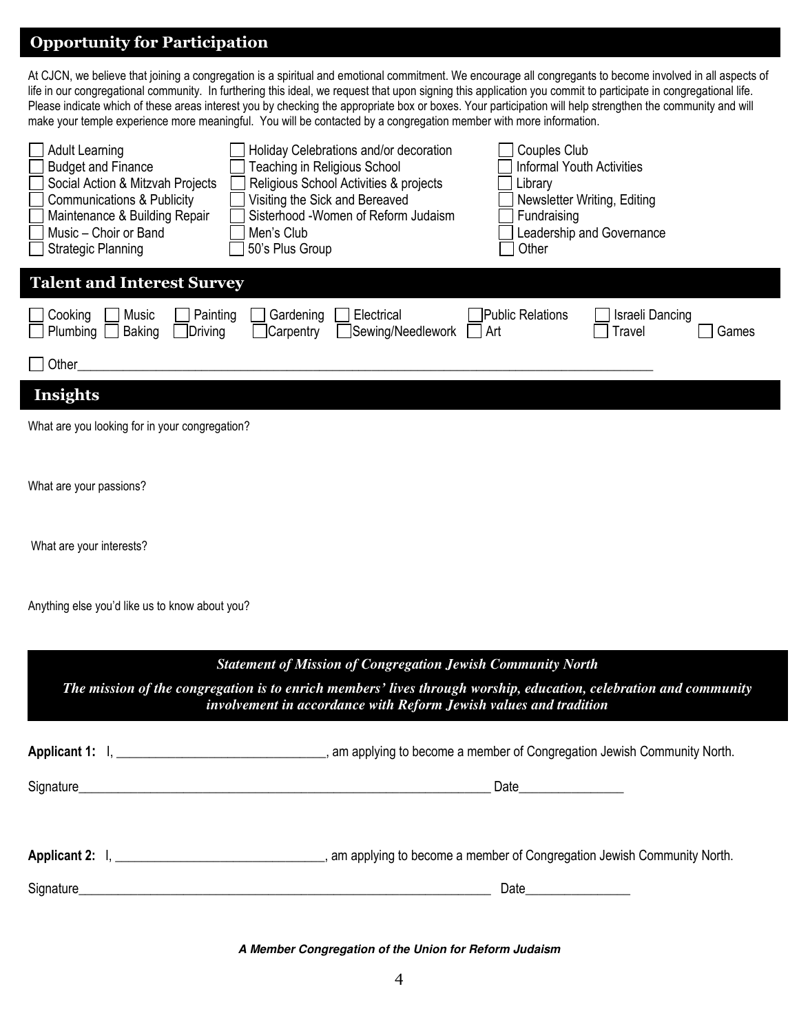## Opportunity for Participation

At CJCN, we believe that joining a congregation is a spiritual and emotional commitment. We encourage all congregants to become involved in all aspects of life in our congregational community. In furthering this ideal, we request that upon signing this application you commit to participate in congregational life. Please indicate which of these areas interest you by checking the appropriate box or boxes. Your participation will help strengthen the community and will make your temple experience more meaningful. You will be contacted by a congregation member with more information.

- ☐ Adult Learning
- ☐ Budget and Finance
- ☐ Social Action & Mitzvah Projects
- ☐ Communications & Publicity
- ☐ Maintenance & Building Repair
- ☐ Music – Choir or Band
- ☐ Strategic Planning
- ☐ Holiday Celebrations and/or decoration
- ☐ Teaching in Religious School
- ☐ Religious School Activities & projects
- ☐ Visiting the Sick and Bereaved
- ☐ Sisterhood -Women of Reform Judaism
- ☐ Men's Club
- ☐ 50's Plus Group
- ☐ Couples Club
- ☐ Informal Youth Activities
- ☐ Library
- ☐ Newsletter Writing, Editing
- ☐ Fundraising
- ☐ Leadership and Governance
- ☐ Other

## Talent and Interest Survey

- ☐ Cooking
- ☐ Plumbing
- ☐ Music
- ☐ Baking
- ☐ Painting
- ☐ Driving
- ☐ Gardening
- ☐ Carpentry
- ☐ Electrical
- ☐ Sewing/Needlework
- ☐ Public Relations
- ☐ Art
- ☐ Israeli Dancing
- ☐ Travel
- ☐ Games

☐ Other\_\_\_\_\_\_\_\_\_\_\_\_\_\_\_\_\_\_\_\_\_\_\_\_\_\_\_\_\_\_\_\_\_\_\_\_\_\_\_\_\_\_\_\_\_\_\_\_\_\_

## Insights

What are you looking for in your congregation?

What are your passions?

What are your interests?

Anything else you'd like us to know about you?

***Statement of Mission of Congregation Jewish Community North***

***The mission of the congregation is to enrich members' lives through worship, education, celebration and community involvement in accordance with Reform Jewish values and tradition***

**Applicant 1:** I, \_\_\_\_\_\_\_\_\_\_\_\_\_\_\_\_\_\_\_\_\_\_\_\_\_\_\_\_\_\_, am applying to become a member of Congregation Jewish Community North.

Signature\_\_\_\_\_\_\_\_\_\_\_\_\_\_\_\_\_\_\_\_\_\_\_\_\_\_\_\_\_\_\_\_\_\_\_\_\_\_\_\_\_\_\_\_\_\_\_\_\_\_\_\_\_\_\_\_\_\_ Date\_\_\_\_\_\_\_\_\_\_\_\_\_\_\_

**Applicant 2:** I, \_\_\_\_\_\_\_\_\_\_\_\_\_\_\_\_\_\_\_\_\_\_\_\_\_\_\_\_\_\_, am applying to become a member of Congregation Jewish Community North.

Signature\_\_\_\_\_\_\_\_\_\_\_\_\_\_\_\_\_\_\_\_\_\_\_\_\_\_\_\_\_\_\_\_\_\_\_\_\_\_\_\_\_\_\_\_\_\_\_\_\_\_\_\_\_\_\_\_\_\_ Date\_\_\_\_\_\_\_\_\_\_\_\_\_\_\_

***A Member Congregation of the Union for Reform Judaism***